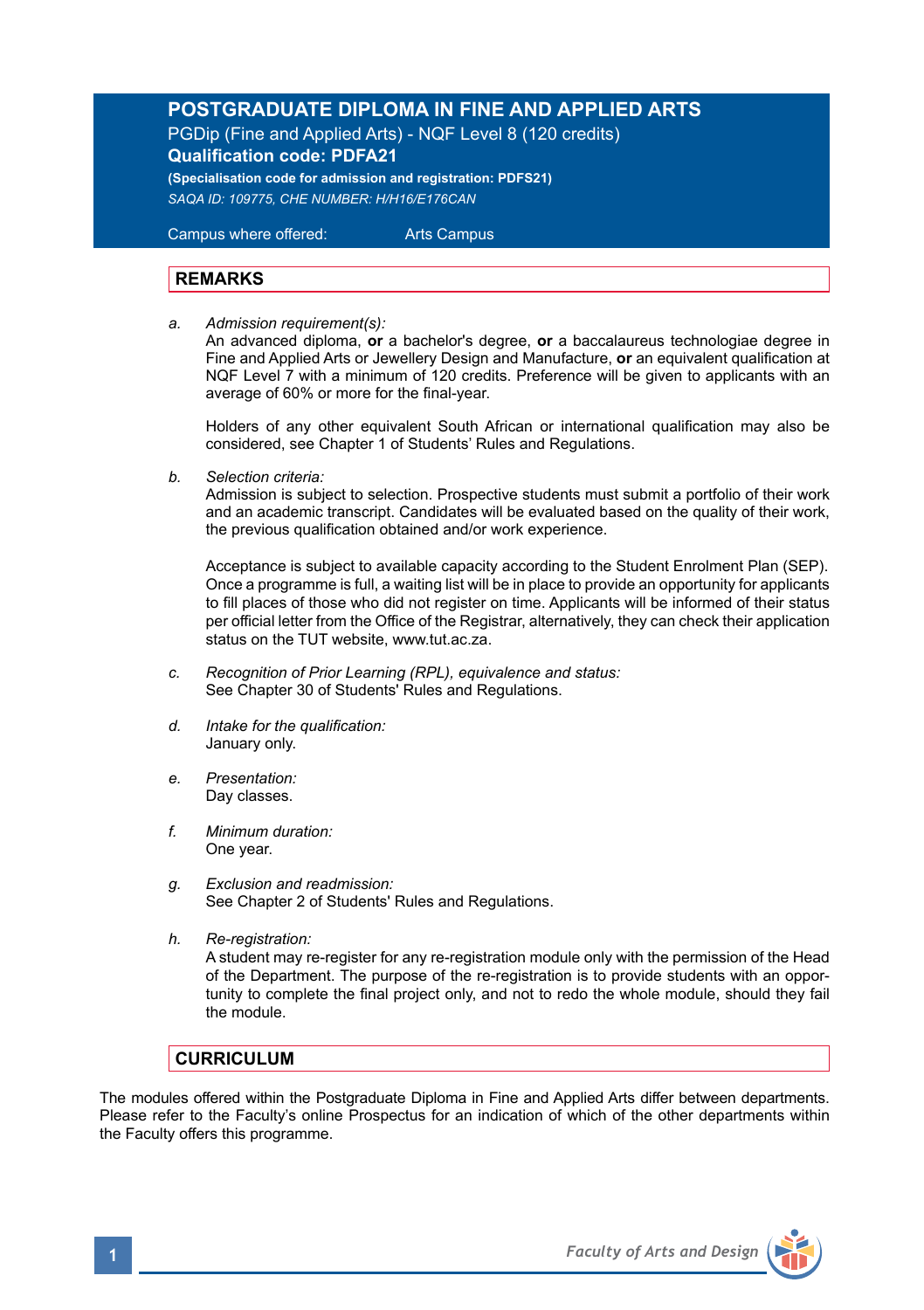# POSTGRADUATE DIPLOMA IN FINE AND APPLIED ARTS

PGDip (Fine and Applied Arts) - NQF Level 8 (120 credits)

**Qualification code: PDFA21**

**(Specialisation code for admission and registration: PDFS21)**

*SAQA ID: 109775, CHE NUMBER: H/H16/E176CAN*

Campus where offered: Arts Campus

## REMARKS

a. *Admission requirement(s):*
An advanced diploma, **or** a bachelor's degree, **or** a baccalaureus technologiae degree in Fine and Applied Arts or Jewellery Design and Manufacture, **or** an equivalent qualification at NQF Level 7 with a minimum of 120 credits. Preference will be given to applicants with an average of 60% or more for the final-year.

Holders of any other equivalent South African or international qualification may also be considered, see Chapter 1 of Students' Rules and Regulations.

b. *Selection criteria:*
Admission is subject to selection. Prospective students must submit a portfolio of their work and an academic transcript. Candidates will be evaluated based on the quality of their work, the previous qualification obtained and/or work experience.

Acceptance is subject to available capacity according to the Student Enrolment Plan (SEP). Once a programme is full, a waiting list will be in place to provide an opportunity for applicants to fill places of those who did not register on time. Applicants will be informed of their status per official letter from the Office of the Registrar, alternatively, they can check their application status on the TUT website, www.tut.ac.za.

c. *Recognition of Prior Learning (RPL), equivalence and status:*
See Chapter 30 of Students' Rules and Regulations.

d. *Intake for the qualification:*
January only.

e. *Presentation:*
Day classes.

f. *Minimum duration:*
One year.

g. *Exclusion and readmission:*
See Chapter 2 of Students' Rules and Regulations.

h. *Re-registration:*
A student may re-register for any re-registration module only with the permission of the Head of the Department. The purpose of the re-registration is to provide students with an opportunity to complete the final project only, and not to redo the whole module, should they fail the module.

## CURRICULUM

The modules offered within the Postgraduate Diploma in Fine and Applied Arts differ between departments. Please refer to the Faculty's online Prospectus for an indication of which of the other departments within the Faculty offers this programme.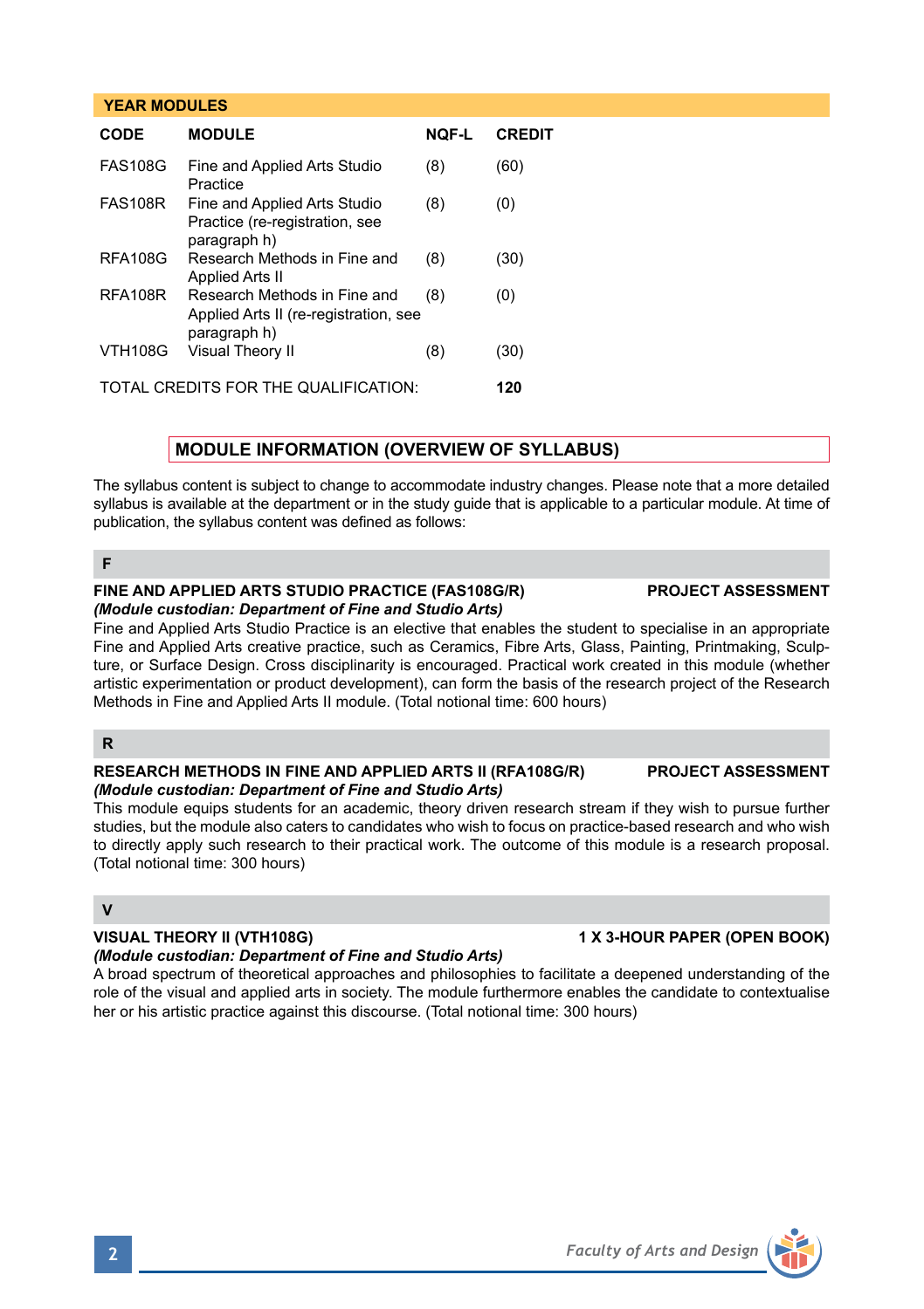## YEAR MODULES

| CODE | MODULE | NQF-L | CREDIT |
|---|---|---|---|
| FAS108G | Fine and Applied Arts Studio Practice | (8) | (60) |
| FAS108R | Fine and Applied Arts Studio Practice (re-registration, see paragraph h) | (8) | (0) |
| RFA108G | Research Methods in Fine and Applied Arts II | (8) | (30) |
| RFA108R | Research Methods in Fine and Applied Arts II (re-registration, see paragraph h) | (8) | (0) |
| VTH108G | Visual Theory II | (8) | (30) |

TOTAL CREDITS FOR THE QUALIFICATION: **120**

## MODULE INFORMATION (OVERVIEW OF SYLLABUS)

The syllabus content is subject to change to accommodate industry changes. Please note that a more detailed syllabus is available at the department or in the study guide that is applicable to a particular module. At time of publication, the syllabus content was defined as follows:

### F

**FINE AND APPLIED ARTS STUDIO PRACTICE (FAS108G/R)** **PROJECT ASSESSMENT**
***(Module custodian: Department of Fine and Studio Arts)***
Fine and Applied Arts Studio Practice is an elective that enables the student to specialise in an appropriate Fine and Applied Arts creative practice, such as Ceramics, Fibre Arts, Glass, Painting, Printmaking, Sculpture, or Surface Design. Cross disciplinarity is encouraged. Practical work created in this module (whether artistic experimentation or product development), can form the basis of the research project of the Research Methods in Fine and Applied Arts II module. (Total notional time: 600 hours)

### R

**RESEARCH METHODS IN FINE AND APPLIED ARTS II (RFA108G/R)** **PROJECT ASSESSMENT**
***(Module custodian: Department of Fine and Studio Arts)***
This module equips students for an academic, theory driven research stream if they wish to pursue further studies, but the module also caters to candidates who wish to focus on practice-based research and who wish to directly apply such research to their practical work. The outcome of this module is a research proposal. (Total notional time: 300 hours)

### V

**VISUAL THEORY II (VTH108G)** **1 X 3-HOUR PAPER (OPEN BOOK)**
***(Module custodian: Department of Fine and Studio Arts)***
A broad spectrum of theoretical approaches and philosophies to facilitate a deepened understanding of the role of the visual and applied arts in society. The module furthermore enables the candidate to contextualise her or his artistic practice against this discourse. (Total notional time: 300 hours)